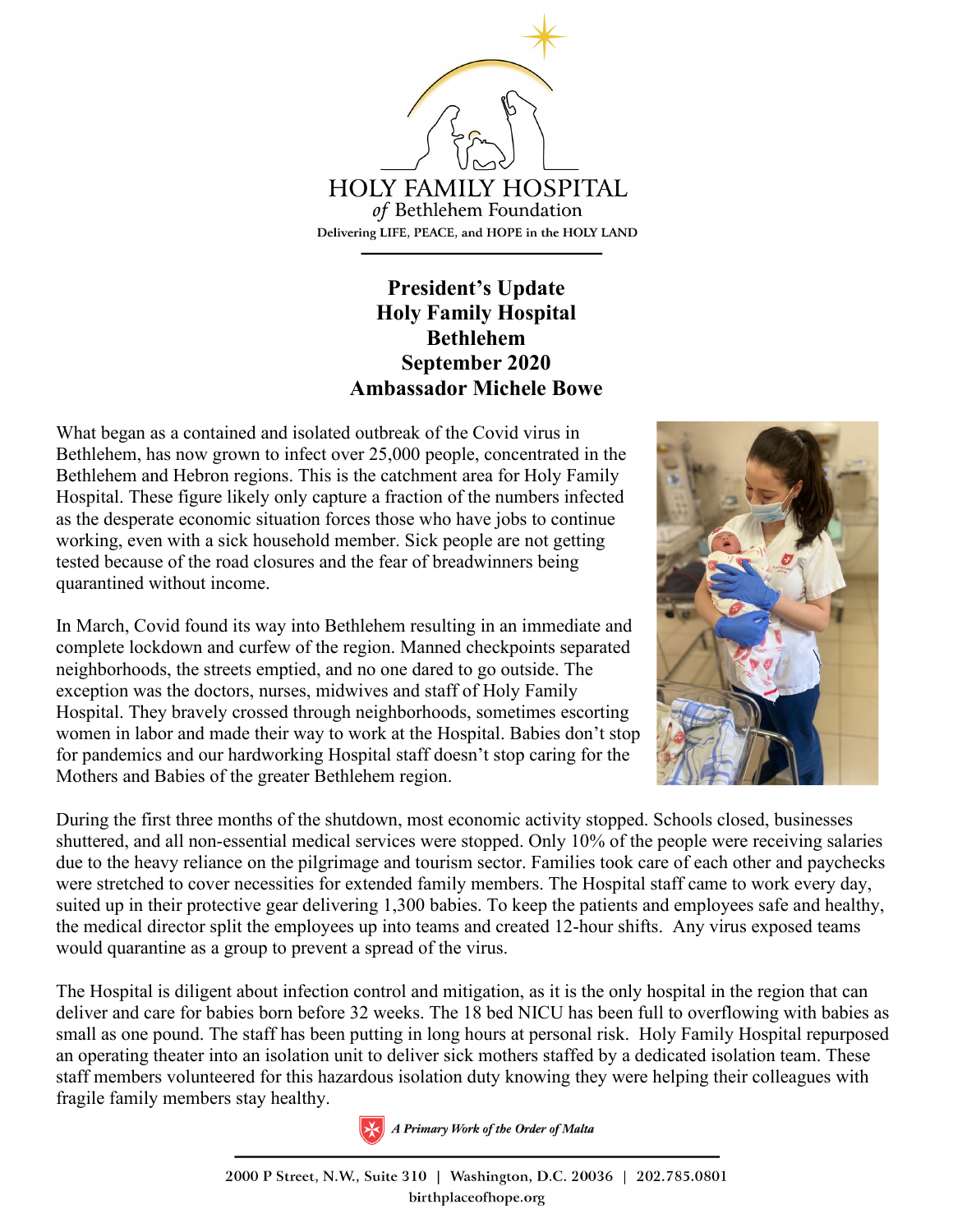HOLY FAMILY HOSPITAL
*of* Bethlehem Foundation
Delivering LIFE, PEACE, and HOPE in the HOLY LAND

**President's Update**
**Holy Family Hospital**
**Bethlehem**
**September 2020**
**Ambassador Michele Bowe**

What began as a contained and isolated outbreak of the Covid virus in Bethlehem, has now grown to infect over 25,000 people, concentrated in the Bethlehem and Hebron regions. This is the catchment area for Holy Family Hospital. These figure likely only capture a fraction of the numbers infected as the desperate economic situation forces those who have jobs to continue working, even with a sick household member. Sick people are not getting tested because of the road closures and the fear of breadwinners being quarantined without income.

In March, Covid found its way into Bethlehem resulting in an immediate and complete lockdown and curfew of the region. Manned checkpoints separated neighborhoods, the streets emptied, and no one dared to go outside. The exception was the doctors, nurses, midwives and staff of Holy Family Hospital. They bravely crossed through neighborhoods, sometimes escorting women in labor and made their way to work at the Hospital. Babies don't stop for pandemics and our hardworking Hospital staff doesn't stop caring for the Mothers and Babies of the greater Bethlehem region.

During the first three months of the shutdown, most economic activity stopped. Schools closed, businesses shuttered, and all non-essential medical services were stopped. Only 10% of the people were receiving salaries due to the heavy reliance on the pilgrimage and tourism sector. Families took care of each other and paychecks were stretched to cover necessities for extended family members. The Hospital staff came to work every day, suited up in their protective gear delivering 1,300 babies. To keep the patients and employees safe and healthy, the medical director split the employees up into teams and created 12-hour shifts. Any virus exposed teams would quarantine as a group to prevent a spread of the virus.

The Hospital is diligent about infection control and mitigation, as it is the only hospital in the region that can deliver and care for babies born before 32 weeks. The 18 bed NICU has been full to overflowing with babies as small as one pound. The staff has been putting in long hours at personal risk. Holy Family Hospital repurposed an operating theater into an isolation unit to deliver sick mothers staffed by a dedicated isolation team. These staff members volunteered for this hazardous isolation duty knowing they were helping their colleagues with fragile family members stay healthy.

*A Primary Work of the Order of Malta*

2000 P Street, N.W., Suite 310 | Washington, D.C. 20036 | 202.785.0801
birthplaceofhope.org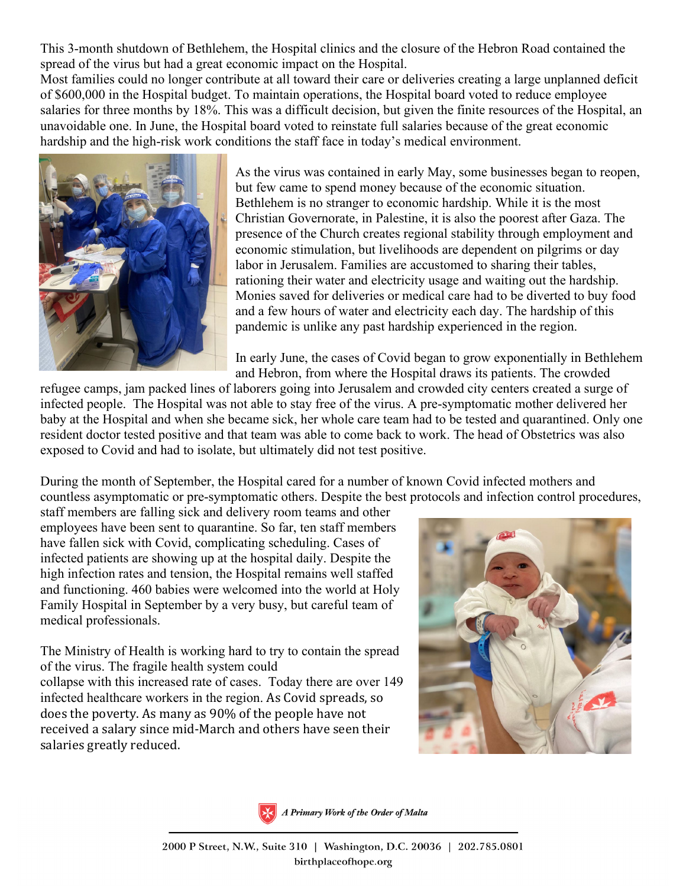This 3-month shutdown of Bethlehem, the Hospital clinics and the closure of the Hebron Road contained the spread of the virus but had a great economic impact on the Hospital.
Most families could no longer contribute at all toward their care or deliveries creating a large unplanned deficit of $600,000 in the Hospital budget. To maintain operations, the Hospital board voted to reduce employee salaries for three months by 18%. This was a difficult decision, but given the finite resources of the Hospital, an unavoidable one. In June, the Hospital board voted to reinstate full salaries because of the great economic hardship and the high-risk work conditions the staff face in today's medical environment.

As the virus was contained in early May, some businesses began to reopen, but few came to spend money because of the economic situation. Bethlehem is no stranger to economic hardship. While it is the most Christian Governorate, in Palestine, it is also the poorest after Gaza. The presence of the Church creates regional stability through employment and economic stimulation, but livelihoods are dependent on pilgrims or day labor in Jerusalem. Families are accustomed to sharing their tables, rationing their water and electricity usage and waiting out the hardship. Monies saved for deliveries or medical care had to be diverted to buy food and a few hours of water and electricity each day. The hardship of this pandemic is unlike any past hardship experienced in the region.

In early June, the cases of Covid began to grow exponentially in Bethlehem and Hebron, from where the Hospital draws its patients. The crowded refugee camps, jam packed lines of laborers going into Jerusalem and crowded city centers created a surge of infected people. The Hospital was not able to stay free of the virus. A pre-symptomatic mother delivered her baby at the Hospital and when she became sick, her whole care team had to be tested and quarantined. Only one resident doctor tested positive and that team was able to come back to work. The head of Obstetrics was also exposed to Covid and had to isolate, but ultimately did not test positive.

During the month of September, the Hospital cared for a number of known Covid infected mothers and countless asymptomatic or pre-symptomatic others. Despite the best protocols and infection control procedures, staff members are falling sick and delivery room teams and other employees have been sent to quarantine. So far, ten staff members have fallen sick with Covid, complicating scheduling. Cases of infected patients are showing up at the hospital daily. Despite the high infection rates and tension, the Hospital remains well staffed and functioning. 460 babies were welcomed into the world at Holy Family Hospital in September by a very busy, but careful team of medical professionals.

The Ministry of Health is working hard to try to contain the spread of the virus. The fragile health system could collapse with this increased rate of cases. Today there are over 149 infected healthcare workers in the region. As Covid spreads, so does the poverty. As many as 90% of the people have not received a salary since mid-March and others have seen their salaries greatly reduced.

*A Primary Work of the Order of Malta*

2000 P Street, N.W., Suite 310 | Washington, D.C. 20036 | 202.785.0801
birthplaceofhope.org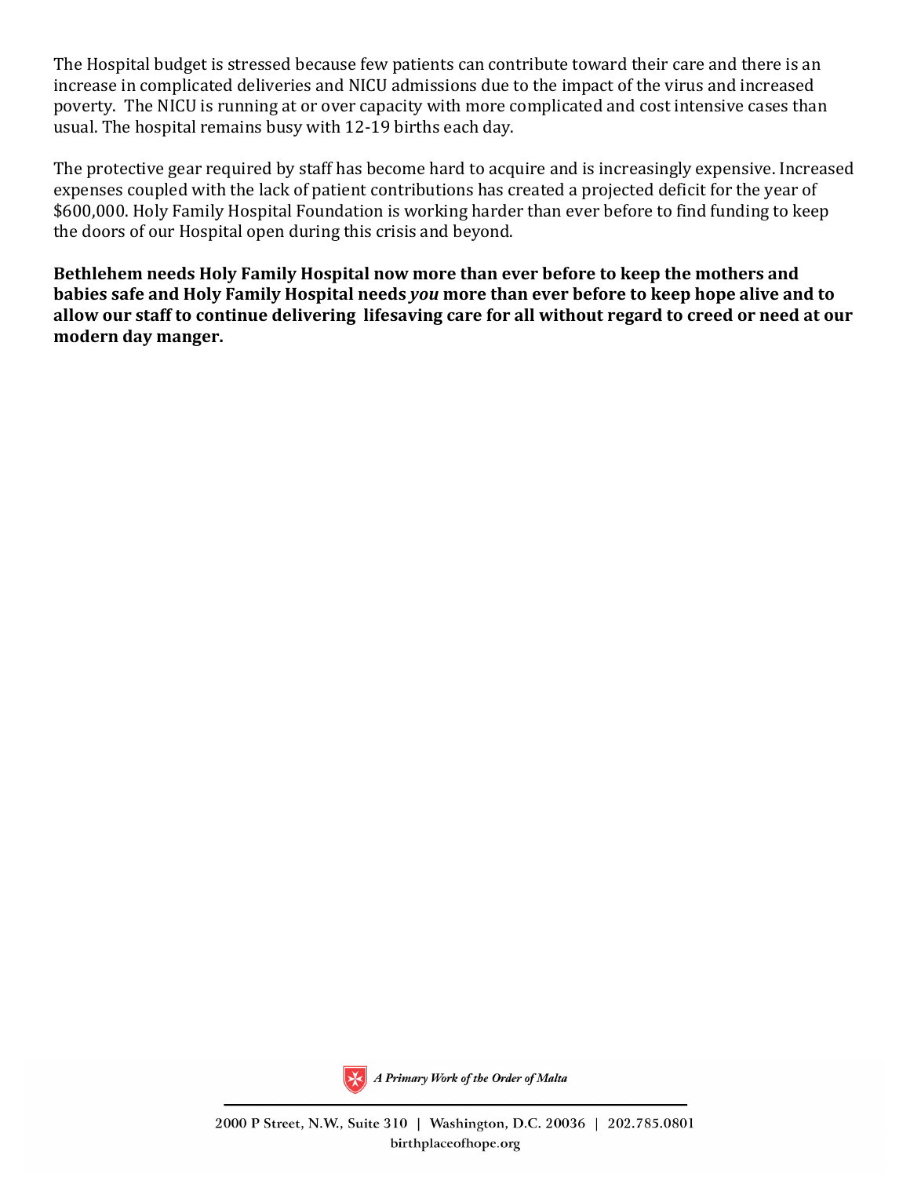The Hospital budget is stressed because few patients can contribute toward their care and there is an increase in complicated deliveries and NICU admissions due to the impact of the virus and increased poverty. The NICU is running at or over capacity with more complicated and cost intensive cases than usual. The hospital remains busy with 12-19 births each day.

The protective gear required by staff has become hard to acquire and is increasingly expensive. Increased expenses coupled with the lack of patient contributions has created a projected deficit for the year of $600,000. Holy Family Hospital Foundation is working harder than ever before to find funding to keep the doors of our Hospital open during this crisis and beyond.

**Bethlehem needs Holy Family Hospital now more than ever before to keep the mothers and babies safe and Holy Family Hospital needs *you* more than ever before to keep hope alive and to allow our staff to continue delivering lifesaving care for all without regard to creed or need at our modern day manger.**